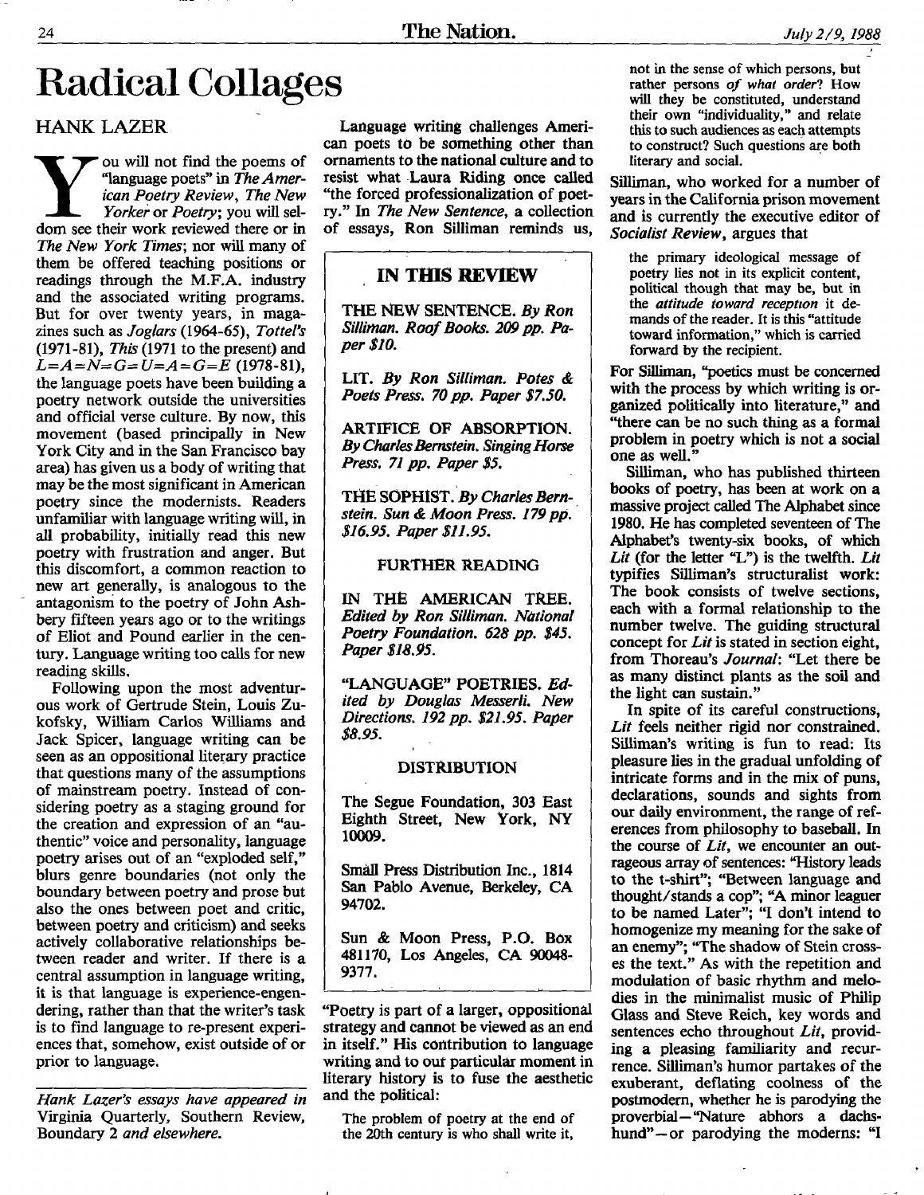# Radical Collages

HANK LAZER

You will not find the poems of "language poets" in *The American Poetry Review*, *The New Yorker* or *Poetry*; you will seldom see their work reviewed there or in *The New York Times*; nor will many of them be offered teaching positions or readings through the M.F.A. industry and the associated writing programs. But for over twenty years, in magazines such as *Joglars* (1964-65), *Tottel's* (1971-81), *This* (1971 to the present) and *L=A=N=G=U=A=G=E* (1978-81), the language poets have been building a poetry network outside the universities and official verse culture. By now, this movement (based principally in New York City and in the San Francisco bay area) has given us a body of writing that may be the most significant in American poetry since the modernists. Readers unfamiliar with language writing will, in all probability, initially read this new poetry with frustration and anger. But this discomfort, a common reaction to new art generally, is analogous to the antagonism to the poetry of John Ashbery fifteen years ago or to the writings of Eliot and Pound earlier in the century. Language writing too calls for new reading skills.

Following upon the most adventurous work of Gertrude Stein, Louis Zukofsky, William Carlos Williams and Jack Spicer, language writing can be seen as an oppositional literary practice that questions many of the assumptions of mainstream poetry. Instead of considering poetry as a staging ground for the creation and expression of an "authentic" voice and personality, language poetry arises out of an "exploded self," blurs genre boundaries (not only the boundary between poetry and prose but also the ones between poet and critic, between poetry and criticism) and seeks actively collaborative relationships between reader and writer. If there is a central assumption in language writing, it is that language is experience-engendering, rather than that the writer's task is to find language to re-present experiences that, somehow, exist outside of or prior to language.

*Hank Lazer's essays have appeared in* Virginia Quarterly, Southern Review, Boundary 2 *and elsewhere.*

Language writing challenges American poets to be something other than ornaments to the national culture and to resist what Laura Riding once called "the forced professionalization of poetry." In *The New Sentence*, a collection of essays, Ron Silliman reminds us,

> **IN THIS REVIEW**
>
> THE NEW SENTENCE. *By Ron Silliman. Roof Books. 209 pp. Paper $10.*
>
> LIT. *By Ron Silliman. Potes & Poets Press. 70 pp. Paper $7.50.*
>
> ARTIFICE OF ABSORPTION. *By Charles Bernstein. Singing Horse Press. 71 pp. Paper $5.*
>
> THE SOPHIST. *By Charles Bernstein. Sun & Moon Press. 179 pp. $16.95. Paper $11.95.*
>
> FURTHER READING
>
> IN THE AMERICAN TREE. *Edited by Ron Silliman. National Poetry Foundation. 628 pp. $45. Paper $18.95.*
>
> "LANGUAGE" POETRIES. *Edited by Douglas Messerli. New Directions. 192 pp. $21.95. Paper $8.95.*
>
> DISTRIBUTION
>
> The Segue Foundation, 303 East Eighth Street, New York, NY 10009.
>
> Small Press Distribution Inc., 1814 San Pablo Avenue, Berkeley, CA 94702.
>
> Sun & Moon Press, P.O. Box 481170, Los Angeles, CA 90048-9377.

"Poetry is part of a larger, oppositional strategy and cannot be viewed as an end in itself." His contribution to language writing and to our particular moment in literary history is to fuse the aesthetic and the political:

> The problem of poetry at the end of the 20th century is who shall write it, not in the sense of which persons, but rather persons *of what order*? How will they be constituted, understand their own "individuality," and relate this to such audiences as each attempts to construct? Such questions are both literary and social.

Silliman, who worked for a number of years in the California prison movement and is currently the executive editor of *Socialist Review*, argues that

> the primary ideological message of poetry lies not in its explicit content, political though that may be, but in the *attitude toward reception* it demands of the reader. It is this "attitude toward information," which is carried forward by the recipient.

For Silliman, "poetics must be concerned with the process by which writing is organized politically into literature," and "there can be no such thing as a formal problem in poetry which is not a social one as well."

Silliman, who has published thirteen books of poetry, has been at work on a massive project called The Alphabet since 1980. He has completed seventeen of The Alphabet's twenty-six books, of which *Lit* (for the letter "L") is the twelfth. *Lit* typifies Silliman's structuralist work: The book consists of twelve sections, each with a formal relationship to the number twelve. The guiding structural concept for *Lit* is stated in section eight, from Thoreau's *Journal*: "Let there be as many distinct plants as the soil and the light can sustain."

In spite of its careful constructions, *Lit* feels neither rigid nor constrained. Silliman's writing is fun to read: Its pleasure lies in the gradual unfolding of intricate forms and in the mix of puns, declarations, sounds and sights from our daily environment, the range of references from philosophy to baseball. In the course of *Lit*, we encounter an outrageous array of sentences: "History leads to the t-shirt"; "Between language and thought/stands a cop"; "A minor leaguer to be named Later"; "I don't intend to homogenize my meaning for the sake of an enemy"; "The shadow of Stein crosses the text." As with the repetition and modulation of basic rhythm and melodies in the minimalist music of Philip Glass and Steve Reich, key words and sentences echo throughout *Lit*, providing a pleasing familiarity and recurrence. Silliman's humor partakes of the exuberant, deflating coolness of the postmodern, whether he is parodying the proverbial—"Nature abhors a dachshund"—or parodying the moderns: "I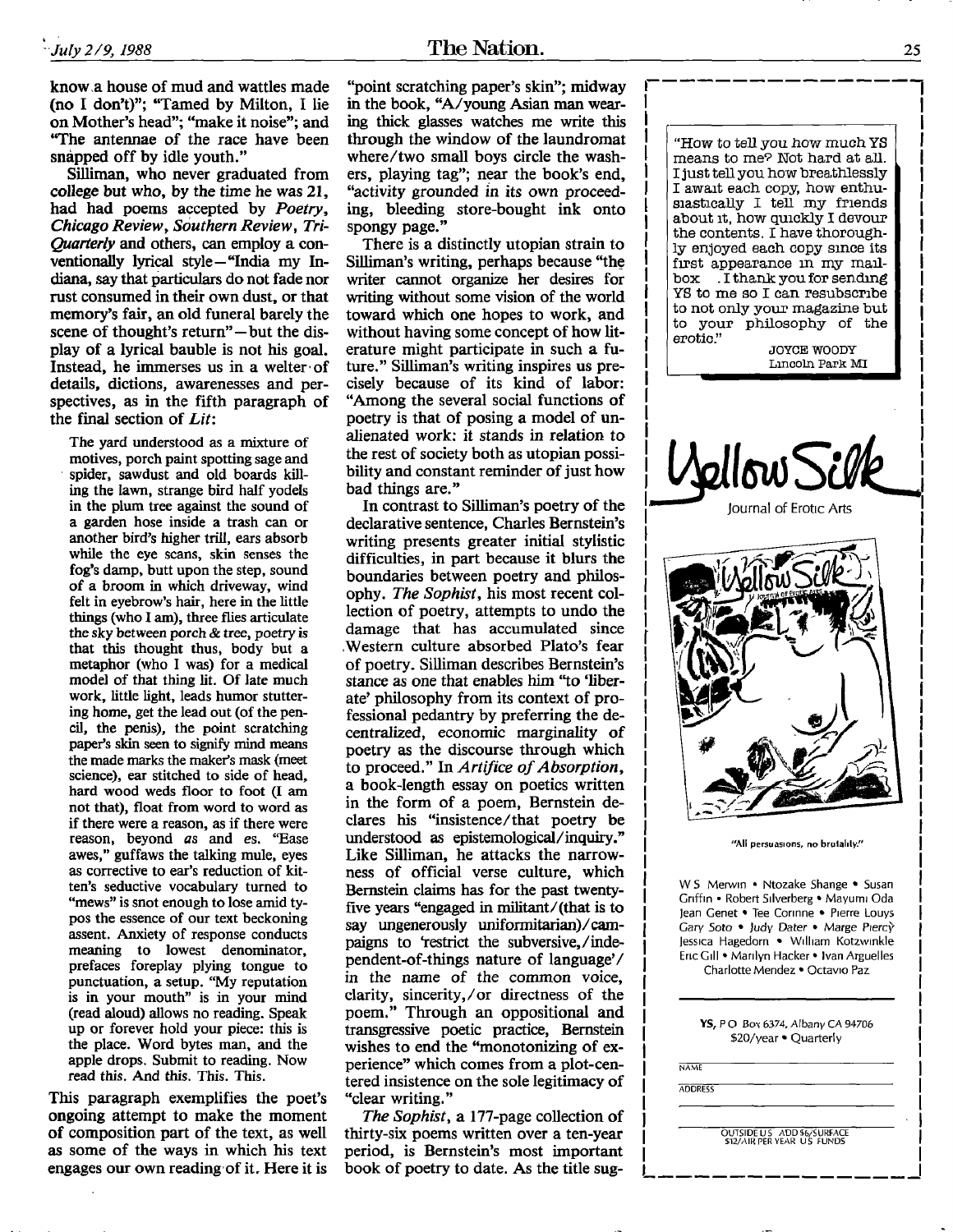know a house of mud and wattles made (no I don't)"; "Tamed by Milton, I lie on Mother's head"; "make it noise"; and "The antennae of the race have been snapped off by idle youth."

Silliman, who never graduated from college but who, by the time he was 21, had had poems accepted by *Poetry*, *Chicago Review*, *Southern Review*, *TriQuarterly* and others, can employ a conventionally lyrical style—"India my Indiana, say that particulars do not fade nor rust consumed in their own dust, or that memory's fair, an old funeral barely the scene of thought's return"—but the display of a lyrical bauble is not his goal. Instead, he immerses us in a welter of details, dictions, awarenesses and perspectives, as in the fifth paragraph of the final section of *Lit*:

> The yard understood as a mixture of motives, porch paint spotting sage and spider, sawdust and old boards killing the lawn, strange bird half yodels in the plum tree against the sound of a garden hose inside a trash can or another bird's higher trill, ears absorb while the eye scans, skin senses the fog's damp, butt upon the step, sound of a broom in which driveway, wind felt in eyebrow's hair, here in the little things (who I am), three flies articulate the sky between porch & tree, poetry is that this thought thus, body but a metaphor (who I was) for a medical model of that thing lit. Of late much work, little light, leads humor stuttering home, get the lead out (of the pencil, the penis), the point scratching paper's skin seen to signify mind means the made marks the maker's mask (meet science), ear stitched to side of head, hard wood weds floor to foot (I am not that), float from word to word as if there were a reason, as if there were reason, beyond *a*s and *e*s. "Ease awes," guffaws the talking mule, eyes as corrective to ear's reduction of kitten's seductive vocabulary turned to "mews" is snot enough to lose amid typos the essence of our text beckoning assent. Anxiety of response conducts meaning to lowest denominator, prefaces foreplay plying tongue to punctuation, a setup. "My reputation is in your mouth" is in your mind (read aloud) allows no reading. Speak up or forever hold your piece: this is the place. Word bytes man, and the apple drops. Submit to reading. Now read *this*. And this. This. This.

This paragraph exemplifies the poet's ongoing attempt to make the moment of composition part of the text, as well as some of the ways in which his text engages our own reading of it. Here it is "point scratching paper's skin"; midway in the book, "A/young Asian man wearing thick glasses watches me write this through the window of the laundromat where/two small boys circle the washers, playing tag"; near the book's end, "activity grounded in its own proceeding, bleeding store-bought ink onto spongy page."

There is a distinctly utopian strain to Silliman's writing, perhaps because "the writer cannot organize her desires for writing without some vision of the world toward which one hopes to work, and without having some concept of how literature might participate in such a future." Silliman's writing inspires us precisely because of its kind of labor: "Among the several social functions of poetry is that of posing a model of unalienated work: it stands in relation to the rest of society both as utopian possibility and constant reminder of just how bad things are."

In contrast to Silliman's poetry of the declarative sentence, Charles Bernstein's writing presents greater initial stylistic difficulties, in part because it blurs the boundaries between poetry and philosophy. *The Sophist*, his most recent collection of poetry, attempts to undo the damage that has accumulated since Western culture absorbed Plato's fear of poetry. Silliman describes Bernstein's stance as one that enables him "to 'liberate' philosophy from its context of professional pedantry by preferring the decentralized, economic marginality of poetry as the discourse through which to proceed." In *Artifice of Absorption*, a book-length essay on poetics written in the form of a poem, Bernstein declares his "insistence/that poetry be understood as epistemological/inquiry." Like Silliman, he attacks the narrowness of official verse culture, which Bernstein claims has for the past twenty-five years "engaged in militant/(that is to say ungenerously uniformitarian)/campaigns to 'restrict the subversive,/independent-of-things nature of language'/in the name of the common voice, clarity, sincerity,/or directness of the poem." Through an oppositional and transgressive poetic practice, Bernstein wishes to end the "monotonizing of experience" which comes from a plot-centered insistence on the sole legitimacy of "clear writing."

*The Sophist*, a 177-page collection of thirty-six poems written over a ten-year period, is Bernstein's most important book of poetry to date. As the title sug-

---

"How to tell you how much YS means to me? Not hard at all. I just tell you how breathlessly I await each copy, how enthusiastically I tell my friends about it, how quickly I devour the contents. I have thoroughly enjoyed each copy since its first appearance in my mailbox. I thank you for sending YS to me so I can resubscribe to not only your magazine but to your philosophy of the erotic."

JOYCE WOODY
Lincoln Park MI

**Yellow Silk**
Journal of Erotic Arts

"All persuasions, no brutality."

W S Merwin • Ntozake Shange • Susan Griffin • Robert Silverberg • Mayumi Oda
Jean Genet • Tee Corinne • Pierre Louys
Gary Soto • Judy Dater • Marge Piercy
Jessica Hagedorn • William Kotzwinkle
Eric Gill • Marilyn Hacker • Ivan Arguelles
Charlotte Mendez • Octavio Paz

**YS**, P O Box 6374, Albany CA 94706
$20/year • Quarterly

NAME

ADDRESS

OUTSIDE U S ADD $6/SURFACE $12/AIR PER YEAR U S FUNDS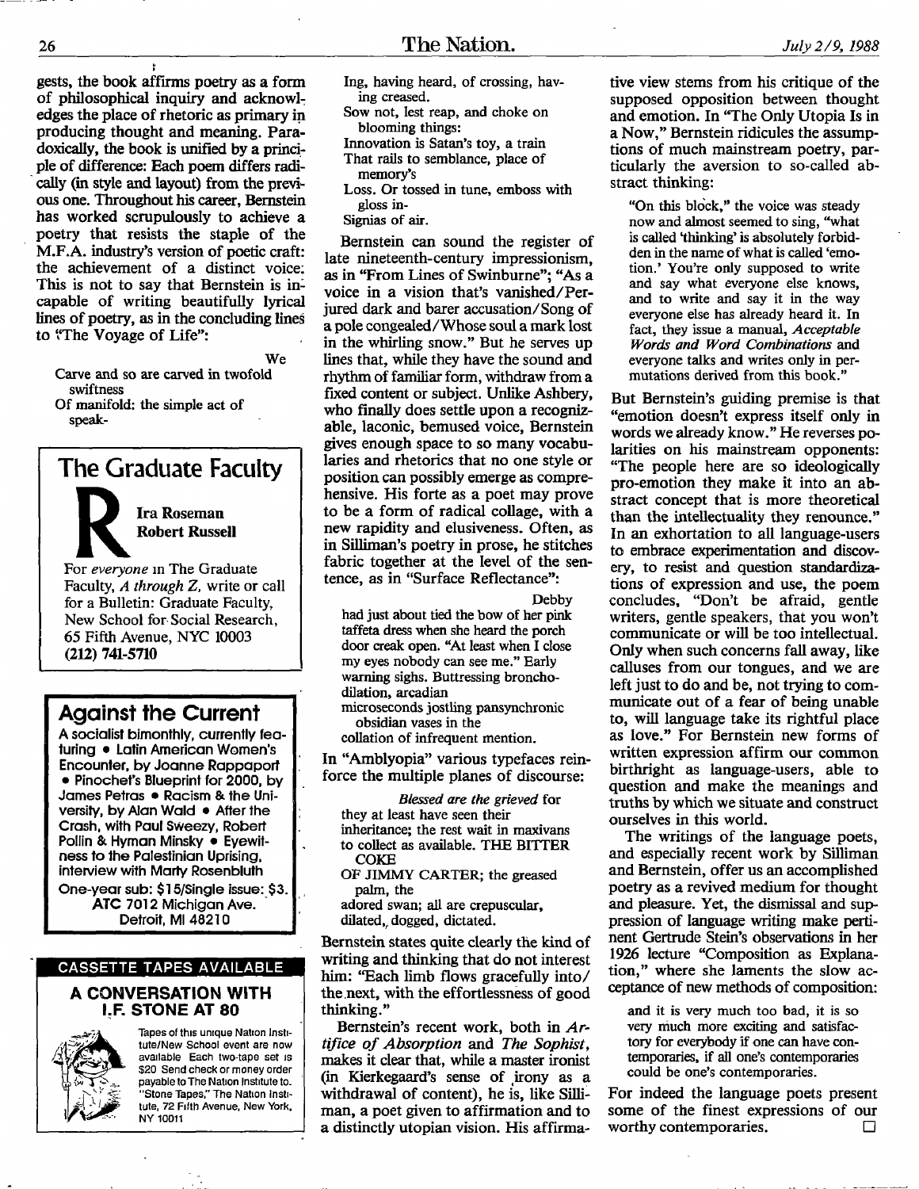gests, the book affirms poetry as a form of philosophical inquiry and acknowledges the place of rhetoric as primary in producing thought and meaning. Paradoxically, the book is unified by a principle of difference: Each poem differs radically (in style and layout) from the previous one. Throughout his career, Bernstein has worked scrupulously to achieve a poetry that resists the staple of the M.F.A. industry's version of poetic craft: the achievement of a distinct voice. This is not to say that Bernstein is incapable of writing beautifully lyrical lines of poetry, as in the concluding lines to "The Voyage of Life":

> We
> Carve and so are carved in twofold swiftness
> Of manifold: the simple act of speak-
> Ing, having heard, of crossing, having creased.
> Sow not, lest reap, and choke on blooming things:
> Innovation is Satan's toy, a train
> That rails to semblance, place of memory's
> Loss. Or tossed in tune, emboss with gloss in-
> Signias of air.

Bernstein can sound the register of late nineteenth-century impressionism, as in "From Lines of Swinburne"; "As a voice in a vision that's vanished/Perjured dark and barer accusation/Song of a pole congealed/Whose soul a mark lost in the whirling snow." But he serves up lines that, while they have the sound and rhythm of familiar form, withdraw from a fixed content or subject. Unlike Ashbery, who finally does settle upon a recognizable, laconic, bemused voice, Bernstein gives enough space to so many vocabularies and rhetorics that no one style or position can possibly emerge as comprehensive. His forte as a poet may prove to be a form of radical collage, with a new rapidity and elusiveness. Often, as in Silliman's poetry in prose, he stitches fabric together at the level of the sentence, as in "Surface Reflectance":

> Debby
> had just about tied the bow of her pink taffeta dress when she heard the porch door creak open. "At least when I close my eyes nobody can see me." Early warning sighs. Buttressing bronchodilation, arcadian
> microseconds jostling pansynchronic obsidian vases in the
> collation of infrequent mention.

In "Amblyopia" various typefaces reinforce the multiple planes of discourse:

> *Blessed are the grieved* for
> they at least have seen their
> inheritance; the rest wait in maxivans
> to collect as available. THE BITTER COKE
> OF JIMMY CARTER; the greased palm, the
> adored swan; all are **crepuscular,**
> **dilated,**, dogged, dictated.

Bernstein states quite clearly the kind of writing and thinking that do not interest him: "Each limb flows gracefully into/the next, with the effortlessness of good thinking."

Bernstein's recent work, both in *Artifice of Absorption* and *The Sophist*, makes it clear that, while a master ironist (in Kierkegaard's sense of irony as a withdrawal of content), he is, like Silliman, a poet given to affirmation and to a distinctly utopian vision. His affirmative view stems from his critique of the supposed opposition between thought and emotion. In "The Only Utopia Is in a Now," Bernstein ridicules the assumptions of much mainstream poetry, particularly the aversion to so-called abstract thinking:

> "On this block," the voice was steady now and almost seemed to sing, "what is called 'thinking' is absolutely forbidden in the name of what is called 'emotion.' You're only supposed to write and say what everyone else knows, and to write and say it in the way everyone else has already heard it. In fact, they issue a manual, *Acceptable Words and Word Combinations* and everyone talks and writes only in permutations derived from this book."

But Bernstein's guiding premise is that "emotion doesn't express itself only in words we already know." He reverses polarities on his mainstream opponents: "The people here are so ideologically pro-emotion they make it into an abstract concept that is more theoretical than the intellectuality they renounce." In an exhortation to all language-users to embrace experimentation and discovery, to resist and question standardizations of expression and use, the poem concludes, "Don't be afraid, gentle writers, gentle speakers, that you won't communicate or will be too intellectual. Only when such concerns fall away, like calluses from our tongues, and we are left just to do and be, not trying to communicate out of a fear of being unable to, will language take its rightful place as love." For Bernstein new forms of written expression affirm our common birthright as language-users, able to question and make the meanings and truths by which we situate and construct ourselves in this world.

The writings of the language poets, and especially recent work by Silliman and Bernstein, offer us an accomplished poetry as a revived medium for thought and pleasure. Yet, the dismissal and suppression of language writing make pertinent Gertrude Stein's observations in her 1926 lecture "Composition as Explanation," where she laments the slow acceptance of new methods of composition:

> and it is very much too bad, it is so very much more exciting and satisfactory for everybody if one can have contemporaries, if all one's contemporaries could be one's contemporaries.

For indeed the language poets present some of the finest expressions of our worthy contemporaries. □

---

## The Graduate Faculty

**R**

**Ira Roseman**
**Robert Russell**

For *everyone* in The Graduate Faculty, *A through Z*, write or call for a Bulletin: Graduate Faculty, New School for Social Research, 65 Fifth Avenue, NYC 10003
**(212) 741-5710**

---

## Against the Current

**A socialist bimonthly, currently featuring • Latin American Women's Encounter, by Joanne Rappaport • Pinochet's Blueprint for 2000, by James Petras • Racism & the University, by Alan Wald • After the Crash, with Paul Sweezy, Robert Pollin & Hyman Minsky • Eyewitness to the Palestinian Uprising, interview with Marty Rosenbluth**

**One-year sub: $15/Single issue: $3.**
**ATC 7012 Michigan Ave.**
**Detroit, MI 48210**

---

**CASSETTE TAPES AVAILABLE**

### A CONVERSATION WITH I.F. STONE AT 80

Tapes of this unique Nation Institute/New School event are now available. Each two-tape set is $20. Send check or money order payable to The Nation Institute to: "Stone Tapes," The Nation Institute, 72 Fifth Avenue, New York, NY 10011